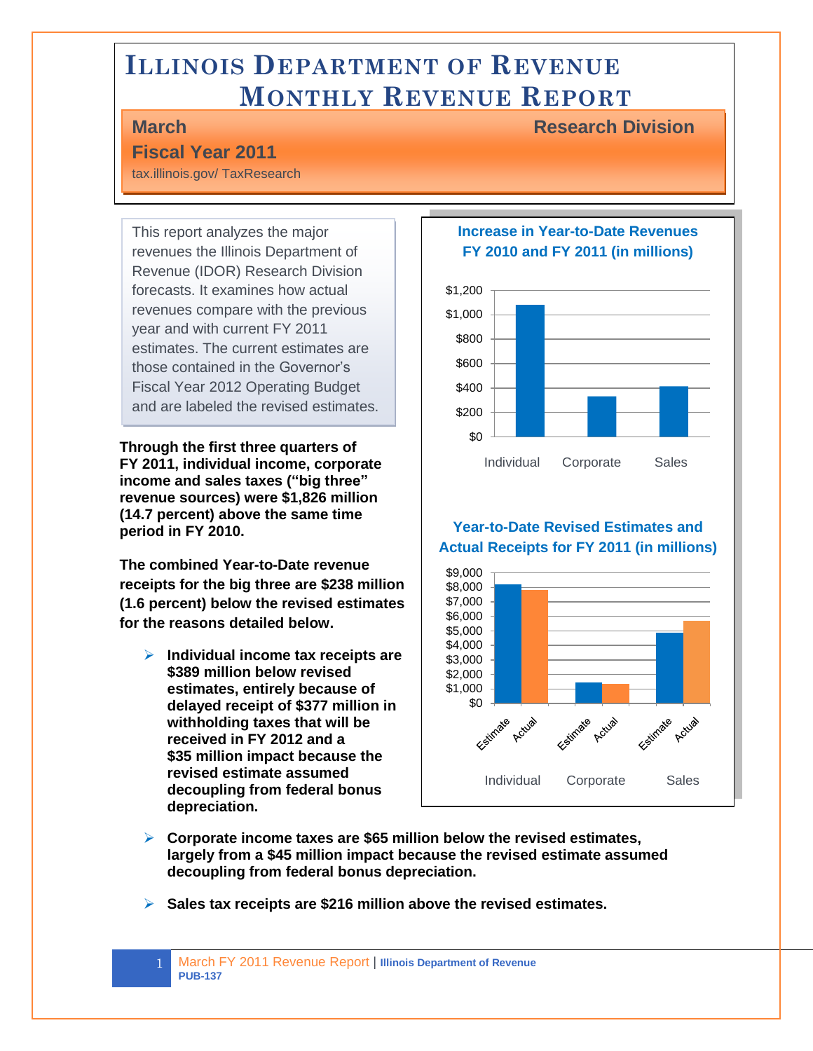# Illinois Department of Revenue Monthly Revenue Report

**March** | **Research Division**

**Fiscal Year 2011**

tax.illinois.gov/ TaxResearch

This report analyzes the major revenues the Illinois Department of Revenue (IDOR) Research Division forecasts. It examines how actual revenues compare with the previous year and with current FY 2011 estimates. The current estimates are those contained in the Governor's Fiscal Year 2012 Operating Budget and are labeled the revised estimates.

**Increase in Year-to-Date Revenues FY 2010 and FY 2011 (in millions)**

**Year-to-Date Revised Estimates and Actual Receipts for FY 2011 (in millions)**

**Through the first three quarters of FY 2011, individual income, corporate income and sales taxes ("big three" revenue sources) were $1,826 million (14.7 percent) above the same time period in FY 2010.**

**The combined Year-to-Date revenue receipts for the big three are $238 million (1.6 percent) below the revised estimates for the reasons detailed below.**

- **Individual income tax receipts are $389 million below revised estimates, entirely because of delayed receipt of $377 million in withholding taxes that will be received in FY 2012 and a $35 million impact because the revised estimate assumed decoupling from federal bonus depreciation.**
- **Corporate income taxes are $65 million below the revised estimates, largely from a $45 million impact because the revised estimate assumed decoupling from federal bonus depreciation.**
- **Sales tax receipts are $216 million above the revised estimates.**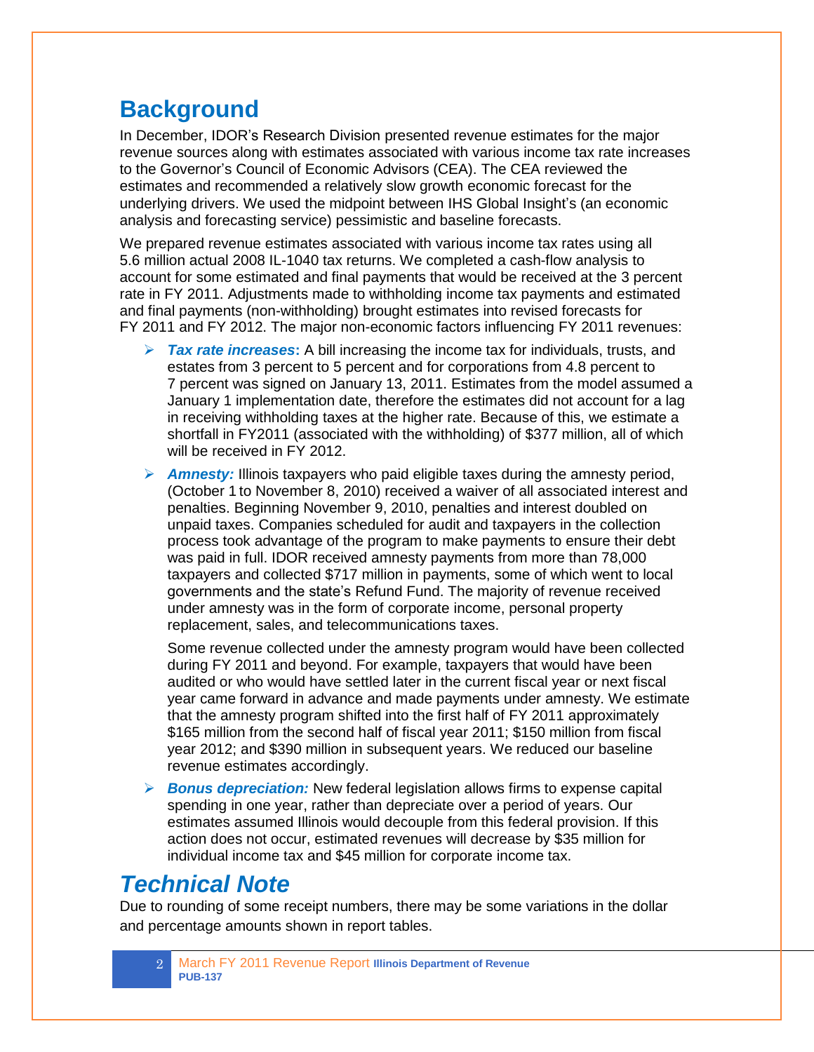## Background

In December, IDOR's Research Division presented revenue estimates for the major revenue sources along with estimates associated with various income tax rate increases to the Governor's Council of Economic Advisors (CEA). The CEA reviewed the estimates and recommended a relatively slow growth economic forecast for the underlying drivers. We used the midpoint between IHS Global Insight's (an economic analysis and forecasting service) pessimistic and baseline forecasts.

We prepared revenue estimates associated with various income tax rates using all 5.6 million actual 2008 IL-1040 tax returns. We completed a cash-flow analysis to account for some estimated and final payments that would be received at the 3 percent rate in FY 2011. Adjustments made to withholding income tax payments and estimated and final payments (non-withholding) brought estimates into revised forecasts for FY 2011 and FY 2012. The major non-economic factors influencing FY 2011 revenues:

- ***Tax rate increases*:** A bill increasing the income tax for individuals, trusts, and estates from 3 percent to 5 percent and for corporations from 4.8 percent to 7 percent was signed on January 13, 2011. Estimates from the model assumed a January 1 implementation date, therefore the estimates did not account for a lag in receiving withholding taxes at the higher rate. Because of this, we estimate a shortfall in FY2011 (associated with the withholding) of $377 million, all of which will be received in FY 2012.

- ***Amnesty:*** Illinois taxpayers who paid eligible taxes during the amnesty period, (October 1 to November 8, 2010) received a waiver of all associated interest and penalties. Beginning November 9, 2010, penalties and interest doubled on unpaid taxes. Companies scheduled for audit and taxpayers in the collection process took advantage of the program to make payments to ensure their debt was paid in full. IDOR received amnesty payments from more than 78,000 taxpayers and collected $717 million in payments, some of which went to local governments and the state's Refund Fund. The majority of revenue received under amnesty was in the form of corporate income, personal property replacement, sales, and telecommunications taxes.

  Some revenue collected under the amnesty program would have been collected during FY 2011 and beyond. For example, taxpayers that would have been audited or who would have settled later in the current fiscal year or next fiscal year came forward in advance and made payments under amnesty. We estimate that the amnesty program shifted into the first half of FY 2011 approximately $165 million from the second half of fiscal year 2011; $150 million from fiscal year 2012; and $390 million in subsequent years. We reduced our baseline revenue estimates accordingly.

- ***Bonus depreciation:*** New federal legislation allows firms to expense capital spending in one year, rather than depreciate over a period of years. Our estimates assumed Illinois would decouple from this federal provision. If this action does not occur, estimated revenues will decrease by $35 million for individual income tax and $45 million for corporate income tax.

## *Technical Note*

Due to rounding of some receipt numbers, there may be some variations in the dollar and percentage amounts shown in report tables.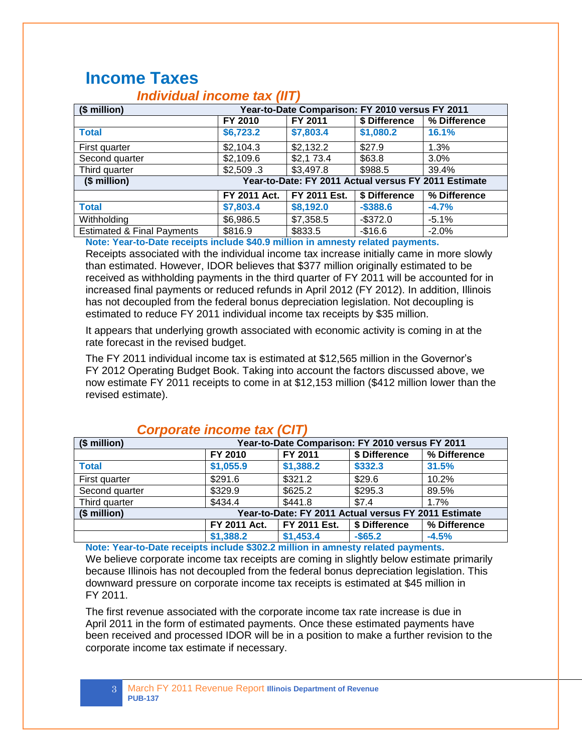# Income Taxes

## *Individual income tax (IIT)*

| ($ million) | Year-to-Date Comparison: FY 2010 versus FY 2011 | | | |
|---|---|---|---|---|
| | **FY 2010** | **FY 2011** | **$ Difference** | **% Difference** |
| **Total** | **$6,723.2** | **$7,803.4** | **$1,080.2** | **16.1%** |
| First quarter | $2,104.3 | $2,132.2 | $27.9 | 1.3% |
| Second quarter | $2,109.6 | $2,1 73.4 | $63.8 | 3.0% |
| Third quarter | $2,509 .3 | $3,497.8 | $988.5 | 39.4% |
| **($ million)** | **Year-to-Date: FY 2011 Actual versus FY 2011 Estimate** | | | |
| | **FY 2011 Act.** | **FY 2011 Est.** | **$ Difference** | **% Difference** |
| **Total** | **$7,803.4** | **$8,192.0** | **-$388.6** | **-4.7%** |
| Withholding | $6,986.5 | $7,358.5 | -$372.0 | -5.1% |
| Estimated & Final Payments | $816.9 | $833.5 | -$16.6 | -2.0% |

**Note: Year-to-Date receipts include $40.9 million in amnesty related payments.**

Receipts associated with the individual income tax increase initially came in more slowly than estimated. However, IDOR believes that $377 million originally estimated to be received as withholding payments in the third quarter of FY 2011 will be accounted for in increased final payments or reduced refunds in April 2012 (FY 2012). In addition, Illinois has not decoupled from the federal bonus depreciation legislation. Not decoupling is estimated to reduce FY 2011 individual income tax receipts by $35 million.

It appears that underlying growth associated with economic activity is coming in at the rate forecast in the revised budget.

The FY 2011 individual income tax is estimated at $12,565 million in the Governor's FY 2012 Operating Budget Book. Taking into account the factors discussed above, we now estimate FY 2011 receipts to come in at $12,153 million ($412 million lower than the revised estimate).

## *Corporate income tax (CIT)*

| ($ million) | Year-to-Date Comparison: FY 2010 versus FY 2011 | | | |
|---|---|---|---|---|
| | **FY 2010** | **FY 2011** | **$ Difference** | **% Difference** |
| **Total** | **$1,055.9** | **$1,388.2** | **$332.3** | **31.5%** |
| First quarter | $291.6 | $321.2 | $29.6 | 10.2% |
| Second quarter | $329.9 | $625.2 | $295.3 | 89.5% |
| Third quarter | $434.4 | $441.8 | $7.4 | 1.7% |
| **($ million)** | **Year-to-Date: FY 2011 Actual versus FY 2011 Estimate** | | | |
| | **FY 2011 Act.** | **FY 2011 Est.** | **$ Difference** | **% Difference** |
| | **$1,388.2** | **$1,453.4** | **-$65.2** | **-4.5%** |

**Note: Year-to-Date receipts include $302.2 million in amnesty related payments.**

We believe corporate income tax receipts are coming in slightly below estimate primarily because Illinois has not decoupled from the federal bonus depreciation legislation. This downward pressure on corporate income tax receipts is estimated at $45 million in FY 2011.

The first revenue associated with the corporate income tax rate increase is due in April 2011 in the form of estimated payments. Once these estimated payments have been received and processed IDOR will be in a position to make a further revision to the corporate income tax estimate if necessary.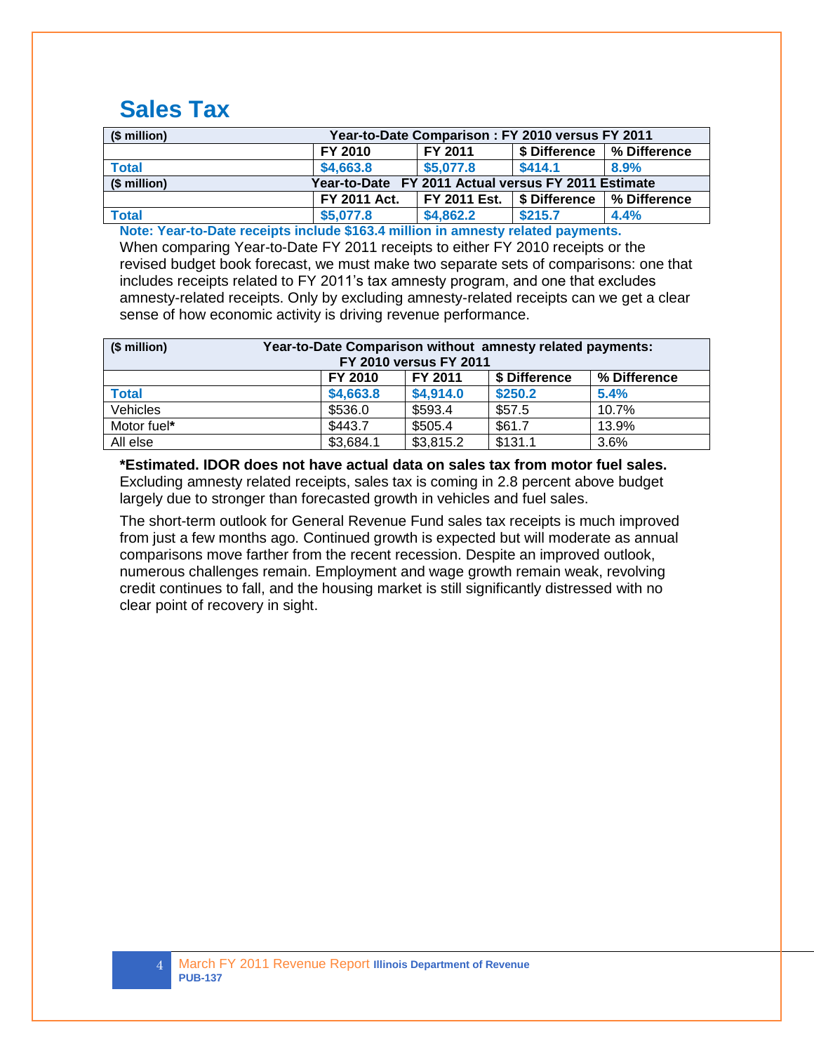# Sales Tax

| ($ million) | Year-to-Date Comparison : FY 2010 versus FY 2011 | | | |
|---|---|---|---|---|
| | FY 2010 | FY 2011 | $ Difference | % Difference |
| **Total** | **$4,663.8** | **$5,077.8** | **$414.1** | **8.9%** |
| ($ million) | Year-to-Date FY 2011 Actual versus FY 2011 Estimate | | | |
| | FY 2011 Act. | FY 2011 Est. | $ Difference | % Difference |
| **Total** | **$5,077.8** | **$4,862.2** | **$215.7** | **4.4%** |

**Note: Year-to-Date receipts include $163.4 million in amnesty related payments.**

When comparing Year-to-Date FY 2011 receipts to either FY 2010 receipts or the revised budget book forecast, we must make two separate sets of comparisons: one that includes receipts related to FY 2011's tax amnesty program, and one that excludes amnesty-related receipts. Only by excluding amnesty-related receipts can we get a clear sense of how economic activity is driving revenue performance.

| ($ million) | Year-to-Date Comparison without amnesty related payments: FY 2010 versus FY 2011 | | | |
|---|---|---|---|---|
| | FY 2010 | FY 2011 | $ Difference | % Difference |
| **Total** | **$4,663.8** | **$4,914.0** | **$250.2** | **5.4%** |
| Vehicles | $536.0 | $593.4 | $57.5 | 10.7% |
| Motor fuel* | $443.7 | $505.4 | $61.7 | 13.9% |
| All else | $3,684.1 | $3,815.2 | $131.1 | 3.6% |

**\*Estimated. IDOR does not have actual data on sales tax from motor fuel sales.**

Excluding amnesty related receipts, sales tax is coming in 2.8 percent above budget largely due to stronger than forecasted growth in vehicles and fuel sales.

The short-term outlook for General Revenue Fund sales tax receipts is much improved from just a few months ago. Continued growth is expected but will moderate as annual comparisons move farther from the recent recession. Despite an improved outlook, numerous challenges remain. Employment and wage growth remain weak, revolving credit continues to fall, and the housing market is still significantly distressed with no clear point of recovery in sight.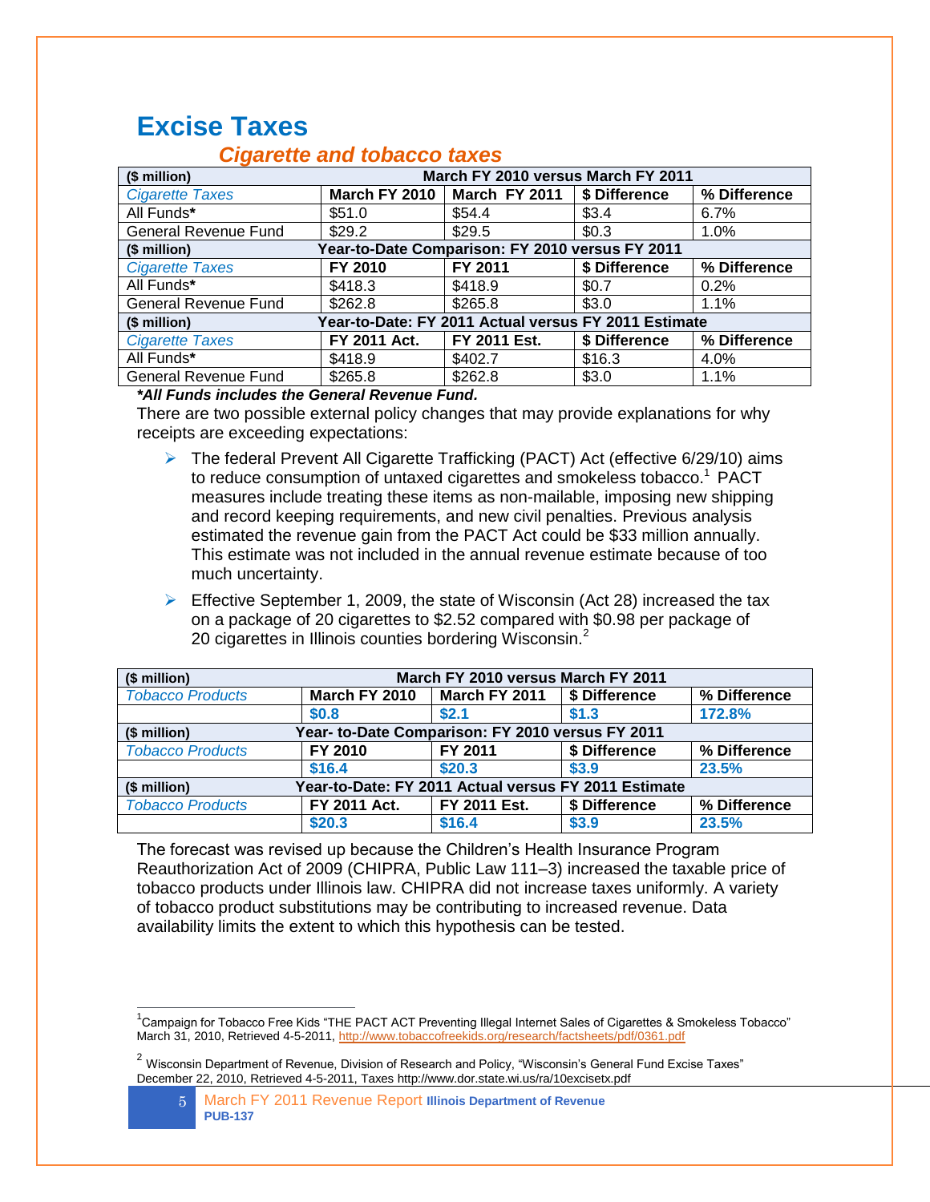# Excise Taxes

## *Cigarette and tobacco taxes*

| ($ million) | March FY 2010 versus March FY 2011 | | | |
|---|---|---|---|---|
| *Cigarette Taxes* | **March FY 2010** | **March FY 2011** | **$ Difference** | **% Difference** |
| All Funds* | $51.0 | $54.4 | $3.4 | 6.7% |
| General Revenue Fund | $29.2 | $29.5 | $0.3 | 1.0% |
| **($ million)** | **Year-to-Date Comparison: FY 2010 versus FY 2011** | | | |
| *Cigarette Taxes* | **FY 2010** | **FY 2011** | **$ Difference** | **% Difference** |
| All Funds* | $418.3 | $418.9 | $0.7 | 0.2% |
| General Revenue Fund | $262.8 | $265.8 | $3.0 | 1.1% |
| **($ million)** | **Year-to-Date: FY 2011 Actual versus FY 2011 Estimate** | | | |
| *Cigarette Taxes* | **FY 2011 Act.** | **FY 2011 Est.** | **$ Difference** | **% Difference** |
| All Funds* | $418.9 | $402.7 | $16.3 | 4.0% |
| General Revenue Fund | $265.8 | $262.8 | $3.0 | 1.1% |

***All Funds includes the General Revenue Fund.***

There are two possible external policy changes that may provide explanations for why receipts are exceeding expectations:

- The federal Prevent All Cigarette Trafficking (PACT) Act (effective 6/29/10) aims to reduce consumption of untaxed cigarettes and smokeless tobacco.[1] PACT measures include treating these items as non-mailable, imposing new shipping and record keeping requirements, and new civil penalties. Previous analysis estimated the revenue gain from the PACT Act could be $33 million annually. This estimate was not included in the annual revenue estimate because of too much uncertainty.
- Effective September 1, 2009, the state of Wisconsin (Act 28) increased the tax on a package of 20 cigarettes to $2.52 compared with $0.98 per package of 20 cigarettes in Illinois counties bordering Wisconsin.[2]

| ($ million) | March FY 2010 versus March FY 2011 | | | |
|---|---|---|---|---|
| *Tobacco Products* | **March FY 2010** | **March FY 2011** | **$ Difference** | **% Difference** |
| | **$0.8** | **$2.1** | **$1.3** | **172.8%** |
| **($ million)** | **Year- to-Date Comparison: FY 2010 versus FY 2011** | | | |
| *Tobacco Products* | **FY 2010** | **FY 2011** | **$ Difference** | **% Difference** |
| | **$16.4** | **$20.3** | **$3.9** | **23.5%** |
| **($ million)** | **Year-to-Date: FY 2011 Actual versus FY 2011 Estimate** | | | |
| *Tobacco Products* | **FY 2011 Act.** | **FY 2011 Est.** | **$ Difference** | **% Difference** |
| | **$20.3** | **$16.4** | **$3.9** | **23.5%** |

The forecast was revised up because the Children's Health Insurance Program Reauthorization Act of 2009 (CHIPRA, Public Law 111–3) increased the taxable price of tobacco products under Illinois law. CHIPRA did not increase taxes uniformly. A variety of tobacco product substitutions may be contributing to increased revenue. Data availability limits the extent to which this hypothesis can be tested.

[1] Campaign for Tobacco Free Kids "THE PACT ACT Preventing Illegal Internet Sales of Cigarettes & Smokeless Tobacco" March 31, 2010, Retrieved 4-5-2011, http://www.tobaccofreekids.org/research/factsheets/pdf/0361.pdf

[2] Wisconsin Department of Revenue, Division of Research and Policy, "Wisconsin's General Fund Excise Taxes" December 22, 2010, Retrieved 4-5-2011, Taxes http://www.dor.state.wi.us/ra/10excisetx.pdf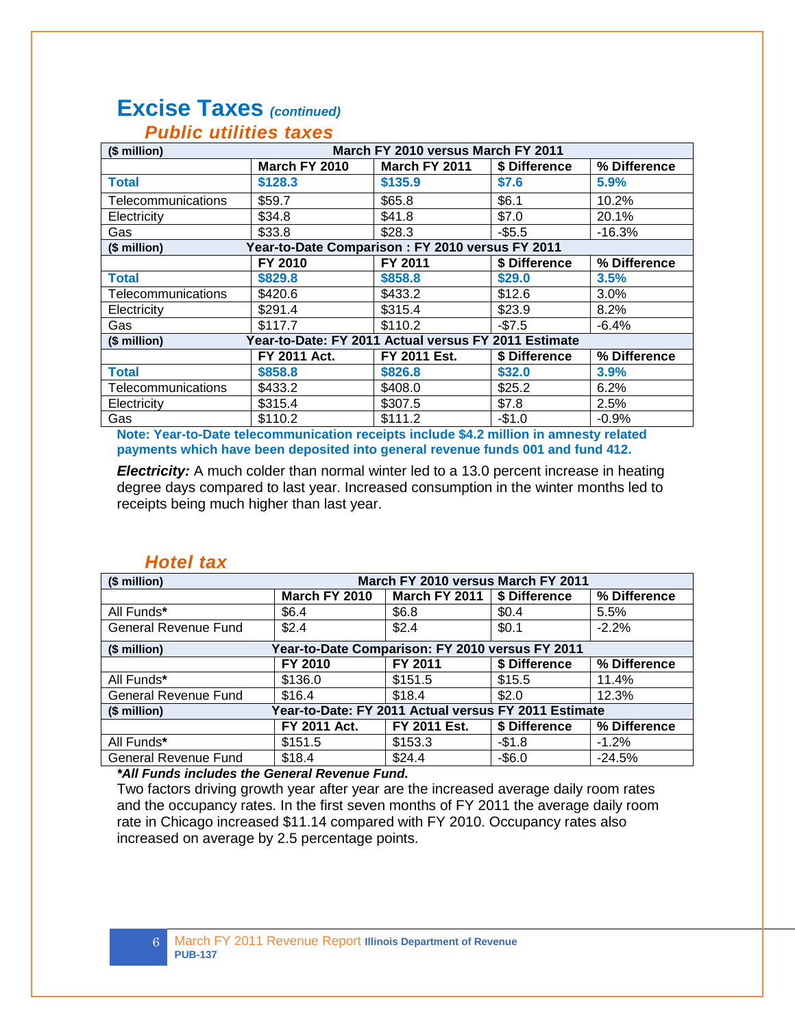# Excise Taxes *(continued)*

## *Public utilities taxes*

| ($ million) | March FY 2010 versus March FY 2011 | | | |
|---|---|---|---|---|
| | March FY 2010 | March FY 2011 | $ Difference | % Difference |
| **Total** | **$128.3** | **$135.9** | **$7.6** | **5.9%** |
| Telecommunications | $59.7 | $65.8 | $6.1 | 10.2% |
| Electricity | $34.8 | $41.8 | $7.0 | 20.1% |
| Gas | $33.8 | $28.3 | -$5.5 | -16.3% |
| **($ million)** | **Year-to-Date Comparison : FY 2010 versus FY 2011** | | | |
| | **FY 2010** | **FY 2011** | **$ Difference** | **% Difference** |
| **Total** | **$829.8** | **$858.8** | **$29.0** | **3.5%** |
| Telecommunications | $420.6 | $433.2 | $12.6 | 3.0% |
| Electricity | $291.4 | $315.4 | $23.9 | 8.2% |
| Gas | $117.7 | $110.2 | -$7.5 | -6.4% |
| **($ million)** | **Year-to-Date: FY 2011 Actual versus FY 2011 Estimate** | | | |
| | **FY 2011 Act.** | **FY 2011 Est.** | **$ Difference** | **% Difference** |
| **Total** | **$858.8** | **$826.8** | **$32.0** | **3.9%** |
| Telecommunications | $433.2 | $408.0 | $25.2 | 6.2% |
| Electricity | $315.4 | $307.5 | $7.8 | 2.5% |
| Gas | $110.2 | $111.2 | -$1.0 | -0.9% |

**Note: Year-to-Date telecommunication receipts include $4.2 million in amnesty related payments which have been deposited into general revenue funds 001 and fund 412.**

***Electricity:*** A much colder than normal winter led to a 13.0 percent increase in heating degree days compared to last year. Increased consumption in the winter months led to receipts being much higher than last year.

## *Hotel tax*

| ($ million) | March FY 2010 versus March FY 2011 | | | |
|---|---|---|---|---|
| | March FY 2010 | March FY 2011 | $ Difference | % Difference |
| All Funds* | $6.4 | $6.8 | $0.4 | 5.5% |
| General Revenue Fund | $2.4 | $2.4 | $0.1 | -2.2% |
| **($ million)** | **Year-to-Date Comparison: FY 2010 versus FY 2011** | | | |
| | **FY 2010** | **FY 2011** | **$ Difference** | **% Difference** |
| All Funds* | $136.0 | $151.5 | $15.5 | 11.4% |
| General Revenue Fund | $16.4 | $18.4 | $2.0 | 12.3% |
| **($ million)** | **Year-to-Date: FY 2011 Actual versus FY 2011 Estimate** | | | |
| | **FY 2011 Act.** | **FY 2011 Est.** | **$ Difference** | **% Difference** |
| All Funds* | $151.5 | $153.3 | -$1.8 | -1.2% |
| General Revenue Fund | $18.4 | $24.4 | -$6.0 | -24.5% |

***All Funds includes the General Revenue Fund.***

Two factors driving growth year after year are the increased average daily room rates and the occupancy rates. In the first seven months of FY 2011 the average daily room rate in Chicago increased $11.14 compared with FY 2010. Occupancy rates also increased on average by 2.5 percentage points.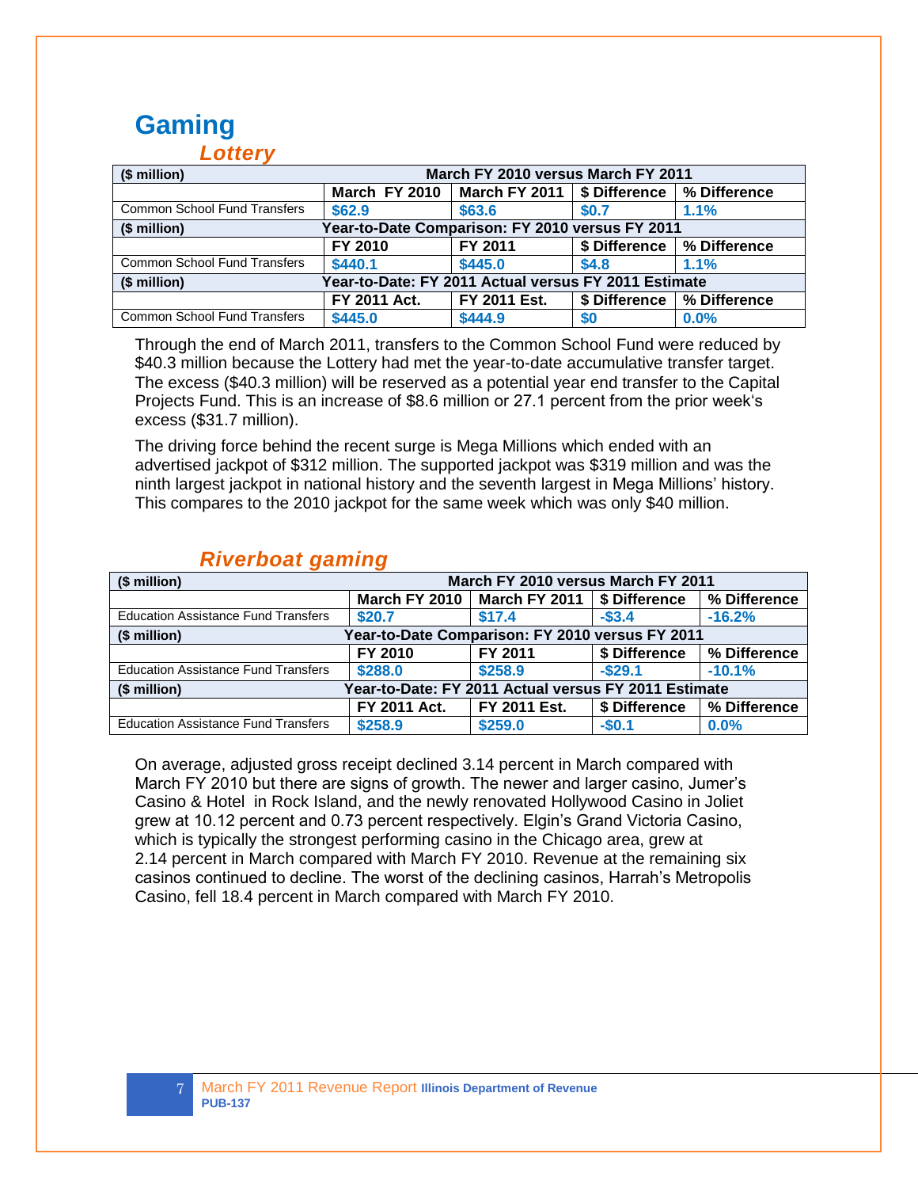# Gaming

## *Lottery*

| ($ million) | March FY 2010 versus March FY 2011 | | | |
|---|---|---|---|---|
| | March FY 2010 | March FY 2011 | $ Difference | % Difference |
| Common School Fund Transfers | $62.9 | $63.6 | $0.7 | 1.1% |
| ($ million) | Year-to-Date Comparison: FY 2010 versus FY 2011 | | | |
| | FY 2010 | FY 2011 | $ Difference | % Difference |
| Common School Fund Transfers | $440.1 | $445.0 | $4.8 | 1.1% |
| ($ million) | Year-to-Date: FY 2011 Actual versus FY 2011 Estimate | | | |
| | FY 2011 Act. | FY 2011 Est. | $ Difference | % Difference |
| Common School Fund Transfers | $445.0 | $444.9 | $0 | 0.0% |

Through the end of March 2011, transfers to the Common School Fund were reduced by $40.3 million because the Lottery had met the year-to-date accumulative transfer target. The excess ($40.3 million) will be reserved as a potential year end transfer to the Capital Projects Fund. This is an increase of $8.6 million or 27.1 percent from the prior week's excess ($31.7 million).

The driving force behind the recent surge is Mega Millions which ended with an advertised jackpot of $312 million. The supported jackpot was $319 million and was the ninth largest jackpot in national history and the seventh largest in Mega Millions' history. This compares to the 2010 jackpot for the same week which was only $40 million.

## *Riverboat gaming*

| ($ million) | March FY 2010 versus March FY 2011 | | | |
|---|---|---|---|---|
| | March FY 2010 | March FY 2011 | $ Difference | % Difference |
| Education Assistance Fund Transfers | $20.7 | $17.4 | -$3.4 | -16.2% |
| ($ million) | Year-to-Date Comparison: FY 2010 versus FY 2011 | | | |
| | FY 2010 | FY 2011 | $ Difference | % Difference |
| Education Assistance Fund Transfers | $288.0 | $258.9 | -$29.1 | -10.1% |
| ($ million) | Year-to-Date: FY 2011 Actual versus FY 2011 Estimate | | | |
| | FY 2011 Act. | FY 2011 Est. | $ Difference | % Difference |
| Education Assistance Fund Transfers | $258.9 | $259.0 | -$0.1 | 0.0% |

On average, adjusted gross receipt declined 3.14 percent in March compared with March FY 2010 but there are signs of growth. The newer and larger casino, Jumer's Casino & Hotel in Rock Island, and the newly renovated Hollywood Casino in Joliet grew at 10.12 percent and 0.73 percent respectively. Elgin's Grand Victoria Casino, which is typically the strongest performing casino in the Chicago area, grew at 2.14 percent in March compared with March FY 2010. Revenue at the remaining six casinos continued to decline. The worst of the declining casinos, Harrah's Metropolis Casino, fell 18.4 percent in March compared with March FY 2010.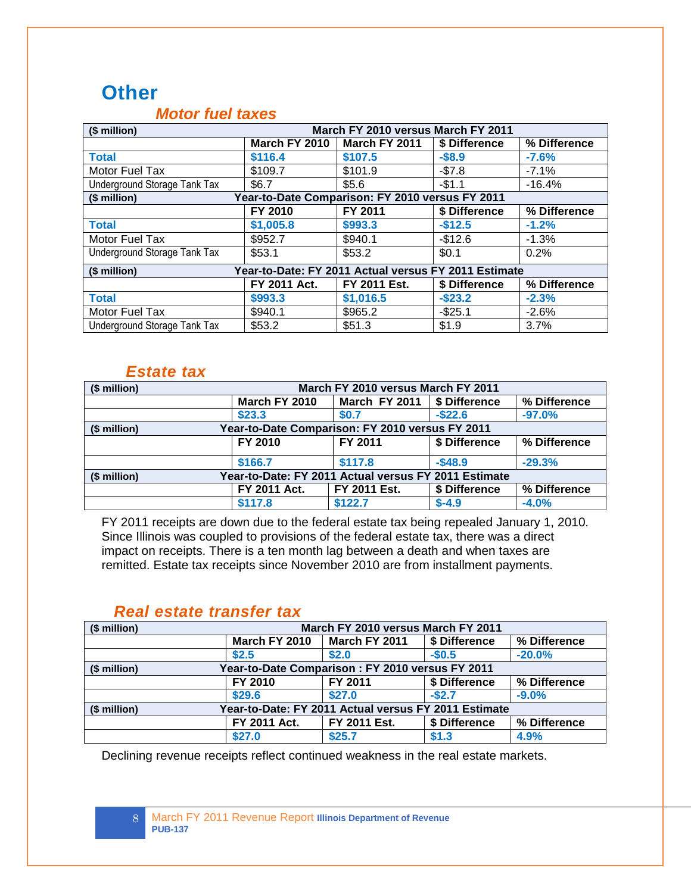# Other

## *Motor fuel taxes*

| ($ million) | March FY 2010 versus March FY 2011 | | | |
|---|---|---|---|---|
| | March FY 2010 | March FY 2011 | $ Difference | % Difference |
| **Total** | **$116.4** | **$107.5** | **-$8.9** | **-7.6%** |
| Motor Fuel Tax | $109.7 | $101.9 | -$7.8 | -7.1% |
| Underground Storage Tank Tax | $6.7 | $5.6 | -$1.1 | -16.4% |
| **($ million)** | **Year-to-Date Comparison: FY 2010 versus FY 2011** | | | |
| | **FY 2010** | **FY 2011** | **$ Difference** | **% Difference** |
| **Total** | **$1,005.8** | **$993.3** | **-$12.5** | **-1.2%** |
| Motor Fuel Tax | $952.7 | $940.1 | -$12.6 | -1.3% |
| Underground Storage Tank Tax | $53.1 | $53.2 | $0.1 | 0.2% |
| **($ million)** | **Year-to-Date: FY 2011 Actual versus FY 2011 Estimate** | | | |
| | **FY 2011 Act.** | **FY 2011 Est.** | **$ Difference** | **% Difference** |
| **Total** | **$993.3** | **$1,016.5** | **-$23.2** | **-2.3%** |
| Motor Fuel Tax | $940.1 | $965.2 | -$25.1 | -2.6% |
| Underground Storage Tank Tax | $53.2 | $51.3 | $1.9 | 3.7% |

## *Estate tax*

| ($ million) | March FY 2010 versus March FY 2011 | | | |
|---|---|---|---|---|
| | March FY 2010 | March FY 2011 | $ Difference | % Difference |
| | **$23.3** | **$0.7** | **-$22.6** | **-97.0%** |
| **($ million)** | **Year-to-Date Comparison: FY 2010 versus FY 2011** | | | |
| | **FY 2010** | **FY 2011** | **$ Difference** | **% Difference** |
| | **$166.7** | **$117.8** | **-$48.9** | **-29.3%** |
| **($ million)** | **Year-to-Date: FY 2011 Actual versus FY 2011 Estimate** | | | |
| | **FY 2011 Act.** | **FY 2011 Est.** | **$ Difference** | **% Difference** |
| | **$117.8** | **$122.7** | **$-4.9** | **-4.0%** |

FY 2011 receipts are down due to the federal estate tax being repealed January 1, 2010. Since Illinois was coupled to provisions of the federal estate tax, there was a direct impact on receipts. There is a ten month lag between a death and when taxes are remitted. Estate tax receipts since November 2010 are from installment payments.

## *Real estate transfer tax*

| ($ million) | March FY 2010 versus March FY 2011 | | | |
|---|---|---|---|---|
| | March FY 2010 | March FY 2011 | $ Difference | % Difference |
| | **$2.5** | **$2.0** | **-$0.5** | **-20.0%** |
| **($ million)** | **Year-to-Date Comparison : FY 2010 versus FY 2011** | | | |
| | **FY 2010** | **FY 2011** | **$ Difference** | **% Difference** |
| | **$29.6** | **$27.0** | **-$2.7** | **-9.0%** |
| **($ million)** | **Year-to-Date: FY 2011 Actual versus FY 2011 Estimate** | | | |
| | **FY 2011 Act.** | **FY 2011 Est.** | **$ Difference** | **% Difference** |
| | **$27.0** | **$25.7** | **$1.3** | **4.9%** |

Declining revenue receipts reflect continued weakness in the real estate markets.